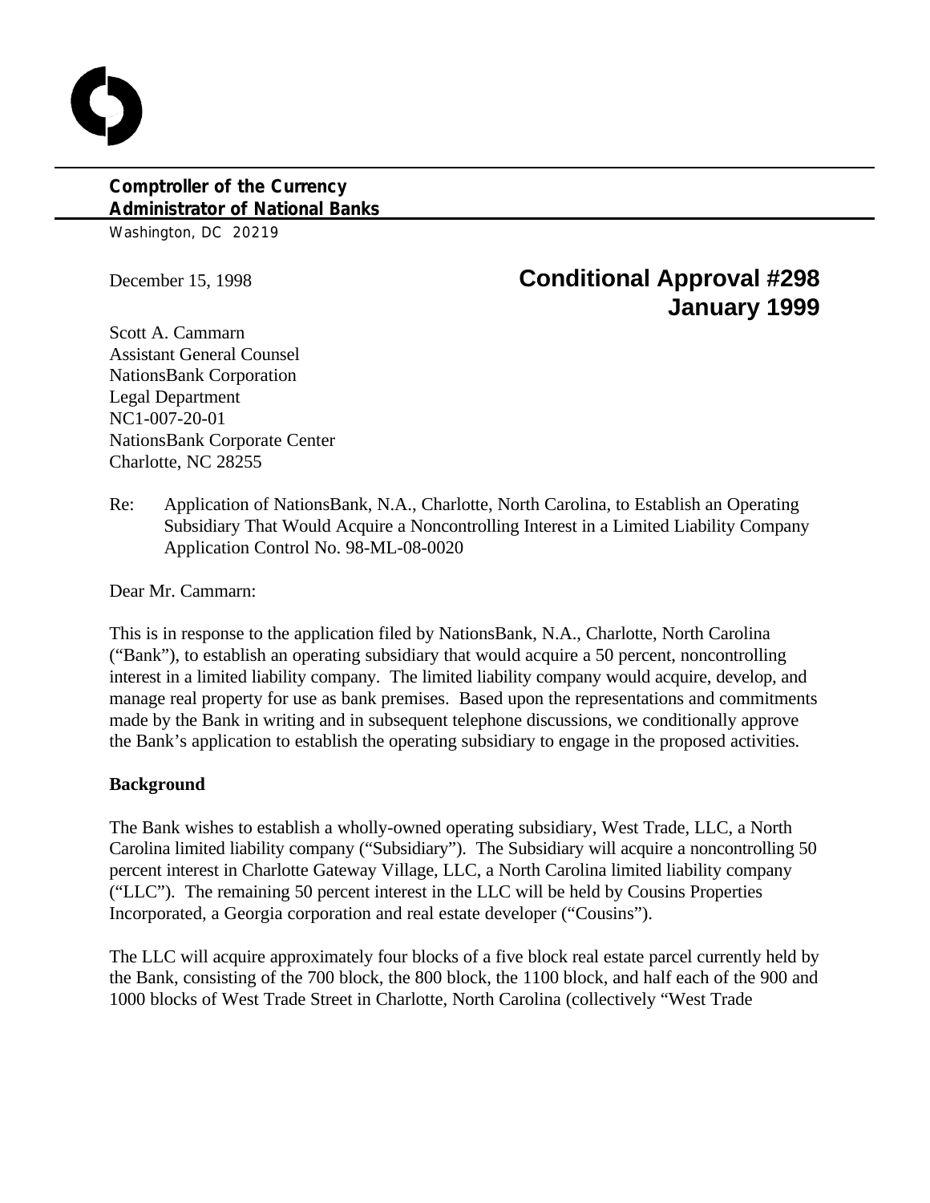**Comptroller of the Currency**
**Administrator of National Banks**

Washington, DC 20219

December 15, 1998

**Conditional Approval #298**
**January 1999**

Scott A. Cammarn
Assistant General Counsel
NationsBank Corporation
Legal Department
NC1-007-20-01
NationsBank Corporate Center
Charlotte, NC 28255

Re: Application of NationsBank, N.A., Charlotte, North Carolina, to Establish an Operating Subsidiary That Would Acquire a Noncontrolling Interest in a Limited Liability Company
Application Control No. 98-ML-08-0020

Dear Mr. Cammarn:

This is in response to the application filed by NationsBank, N.A., Charlotte, North Carolina ("Bank"), to establish an operating subsidiary that would acquire a 50 percent, noncontrolling interest in a limited liability company. The limited liability company would acquire, develop, and manage real property for use as bank premises. Based upon the representations and commitments made by the Bank in writing and in subsequent telephone discussions, we conditionally approve the Bank's application to establish the operating subsidiary to engage in the proposed activities.

**Background**

The Bank wishes to establish a wholly-owned operating subsidiary, West Trade, LLC, a North Carolina limited liability company ("Subsidiary"). The Subsidiary will acquire a noncontrolling 50 percent interest in Charlotte Gateway Village, LLC, a North Carolina limited liability company ("LLC"). The remaining 50 percent interest in the LLC will be held by Cousins Properties Incorporated, a Georgia corporation and real estate developer ("Cousins").

The LLC will acquire approximately four blocks of a five block real estate parcel currently held by the Bank, consisting of the 700 block, the 800 block, the 1100 block, and half each of the 900 and 1000 blocks of West Trade Street in Charlotte, North Carolina (collectively "West Trade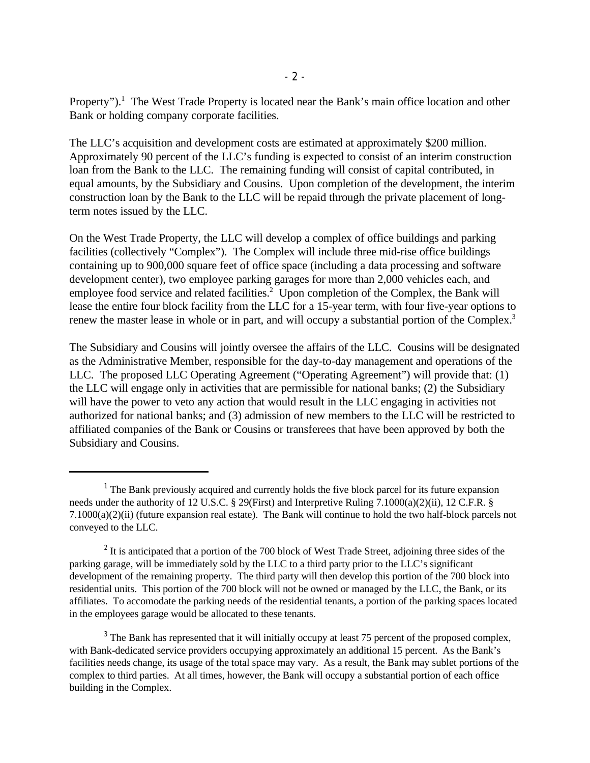Property").[1] The West Trade Property is located near the Bank's main office location and other Bank or holding company corporate facilities.

The LLC's acquisition and development costs are estimated at approximately $200 million. Approximately 90 percent of the LLC's funding is expected to consist of an interim construction loan from the Bank to the LLC. The remaining funding will consist of capital contributed, in equal amounts, by the Subsidiary and Cousins. Upon completion of the development, the interim construction loan by the Bank to the LLC will be repaid through the private placement of long-term notes issued by the LLC.

On the West Trade Property, the LLC will develop a complex of office buildings and parking facilities (collectively "Complex"). The Complex will include three mid-rise office buildings containing up to 900,000 square feet of office space (including a data processing and software development center), two employee parking garages for more than 2,000 vehicles each, and employee food service and related facilities.[2] Upon completion of the Complex, the Bank will lease the entire four block facility from the LLC for a 15-year term, with four five-year options to renew the master lease in whole or in part, and will occupy a substantial portion of the Complex.[3]

The Subsidiary and Cousins will jointly oversee the affairs of the LLC. Cousins will be designated as the Administrative Member, responsible for the day-to-day management and operations of the LLC. The proposed LLC Operating Agreement ("Operating Agreement") will provide that: (1) the LLC will engage only in activities that are permissible for national banks; (2) the Subsidiary will have the power to veto any action that would result in the LLC engaging in activities not authorized for national banks; and (3) admission of new members to the LLC will be restricted to affiliated companies of the Bank or Cousins or transferees that have been approved by both the Subsidiary and Cousins.

---

[1] The Bank previously acquired and currently holds the five block parcel for its future expansion needs under the authority of 12 U.S.C. § 29(First) and Interpretive Ruling 7.1000(a)(2)(ii), 12 C.F.R. § 7.1000(a)(2)(ii) (future expansion real estate). The Bank will continue to hold the two half-block parcels not conveyed to the LLC.

[2] It is anticipated that a portion of the 700 block of West Trade Street, adjoining three sides of the parking garage, will be immediately sold by the LLC to a third party prior to the LLC's significant development of the remaining property. The third party will then develop this portion of the 700 block into residential units. This portion of the 700 block will not be owned or managed by the LLC, the Bank, or its affiliates. To accomodate the parking needs of the residential tenants, a portion of the parking spaces located in the employees garage would be allocated to these tenants.

[3] The Bank has represented that it will initially occupy at least 75 percent of the proposed complex, with Bank-dedicated service providers occupying approximately an additional 15 percent. As the Bank's facilities needs change, its usage of the total space may vary. As a result, the Bank may sublet portions of the complex to third parties. At all times, however, the Bank will occupy a substantial portion of each office building in the Complex.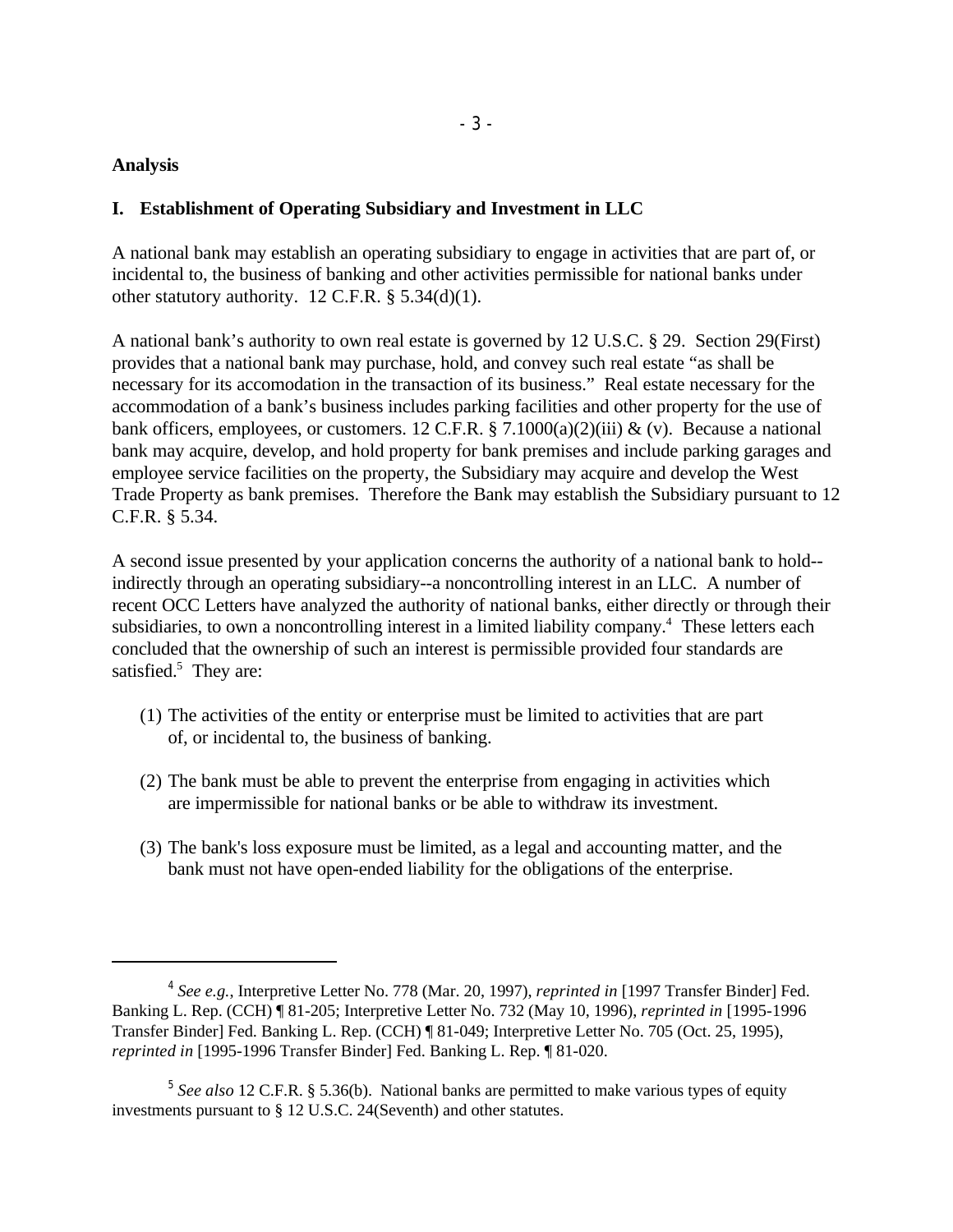**Analysis**

**I. Establishment of Operating Subsidiary and Investment in LLC**

A national bank may establish an operating subsidiary to engage in activities that are part of, or incidental to, the business of banking and other activities permissible for national banks under other statutory authority. 12 C.F.R. § 5.34(d)(1).

A national bank's authority to own real estate is governed by 12 U.S.C. § 29. Section 29(First) provides that a national bank may purchase, hold, and convey such real estate "as shall be necessary for its accomodation in the transaction of its business." Real estate necessary for the accommodation of a bank's business includes parking facilities and other property for the use of bank officers, employees, or customers. 12 C.F.R. § 7.1000(a)(2)(iii) & (v). Because a national bank may acquire, develop, and hold property for bank premises and include parking garages and employee service facilities on the property, the Subsidiary may acquire and develop the West Trade Property as bank premises. Therefore the Bank may establish the Subsidiary pursuant to 12 C.F.R. § 5.34.

A second issue presented by your application concerns the authority of a national bank to hold--indirectly through an operating subsidiary--a noncontrolling interest in an LLC. A number of recent OCC Letters have analyzed the authority of national banks, either directly or through their subsidiaries, to own a noncontrolling interest in a limited liability company.[4] These letters each concluded that the ownership of such an interest is permissible provided four standards are satisfied.[5] They are:

(1) The activities of the entity or enterprise must be limited to activities that are part of, or incidental to, the business of banking.

(2) The bank must be able to prevent the enterprise from engaging in activities which are impermissible for national banks or be able to withdraw its investment.

(3) The bank's loss exposure must be limited, as a legal and accounting matter, and the bank must not have open-ended liability for the obligations of the enterprise.

---

[4] *See e.g.*, Interpretive Letter No. 778 (Mar. 20, 1997), *reprinted in* [1997 Transfer Binder] Fed. Banking L. Rep. (CCH) ¶ 81-205; Interpretive Letter No. 732 (May 10, 1996), *reprinted in* [1995-1996 Transfer Binder] Fed. Banking L. Rep. (CCH) ¶ 81-049; Interpretive Letter No. 705 (Oct. 25, 1995), *reprinted in* [1995-1996 Transfer Binder] Fed. Banking L. Rep. ¶ 81-020.

[5] *See also* 12 C.F.R. § 5.36(b). National banks are permitted to make various types of equity investments pursuant to § 12 U.S.C. 24(Seventh) and other statutes.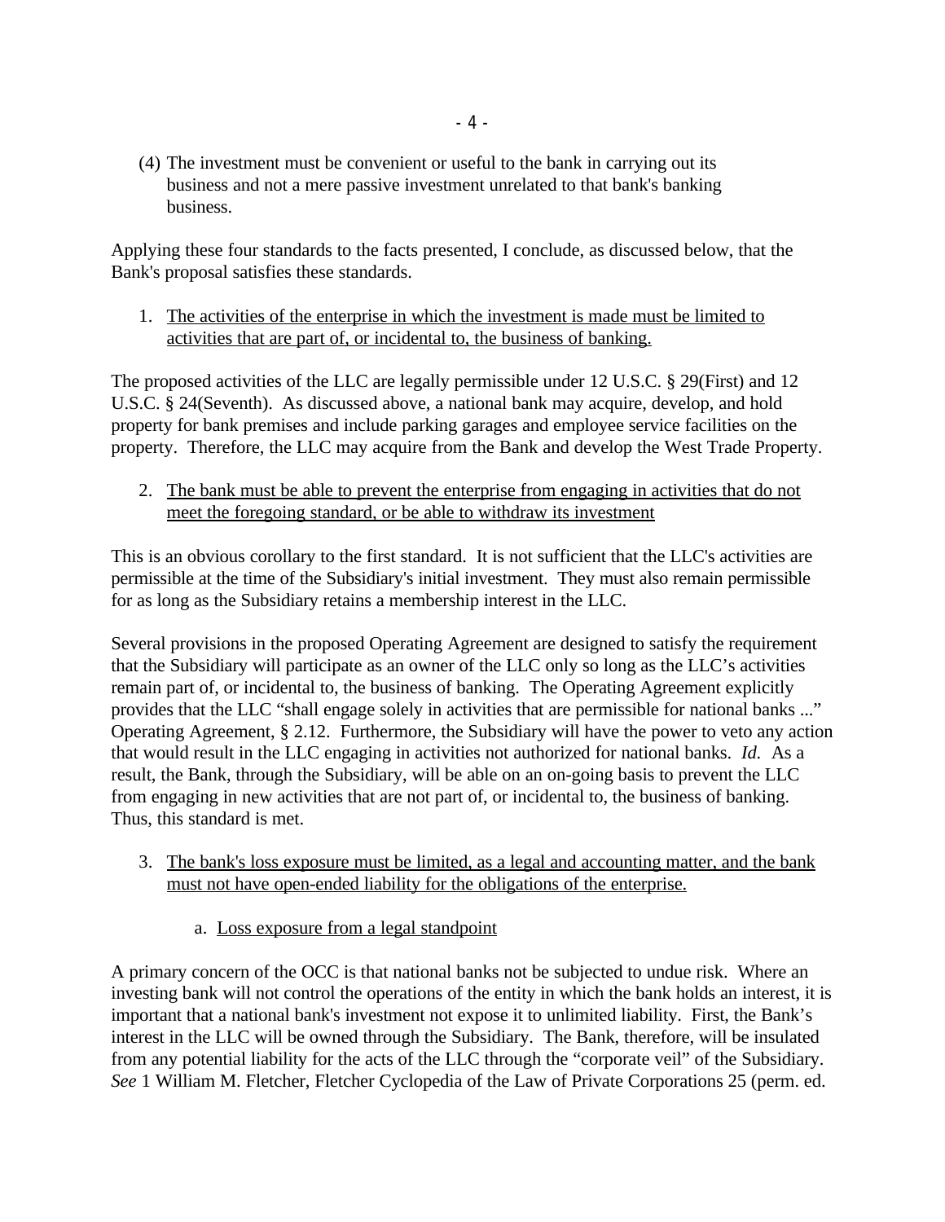(4) The investment must be convenient or useful to the bank in carrying out its business and not a mere passive investment unrelated to that bank's banking business.

Applying these four standards to the facts presented, I conclude, as discussed below, that the Bank's proposal satisfies these standards.

1. <u>The activities of the enterprise in which the investment is made must be limited to activities that are part of, or incidental to, the business of banking.</u>

The proposed activities of the LLC are legally permissible under 12 U.S.C. § 29(First) and 12 U.S.C. § 24(Seventh). As discussed above, a national bank may acquire, develop, and hold property for bank premises and include parking garages and employee service facilities on the property. Therefore, the LLC may acquire from the Bank and develop the West Trade Property.

2. <u>The bank must be able to prevent the enterprise from engaging in activities that do not meet the foregoing standard, or be able to withdraw its investment</u>

This is an obvious corollary to the first standard. It is not sufficient that the LLC's activities are permissible at the time of the Subsidiary's initial investment. They must also remain permissible for as long as the Subsidiary retains a membership interest in the LLC.

Several provisions in the proposed Operating Agreement are designed to satisfy the requirement that the Subsidiary will participate as an owner of the LLC only so long as the LLC's activities remain part of, or incidental to, the business of banking. The Operating Agreement explicitly provides that the LLC "shall engage solely in activities that are permissible for national banks ..." Operating Agreement, § 2.12. Furthermore, the Subsidiary will have the power to veto any action that would result in the LLC engaging in activities not authorized for national banks. *Id.* As a result, the Bank, through the Subsidiary, will be able on an on-going basis to prevent the LLC from engaging in new activities that are not part of, or incidental to, the business of banking. Thus, this standard is met.

3. <u>The bank's loss exposure must be limited, as a legal and accounting matter, and the bank must not have open-ended liability for the obligations of the enterprise.</u>

   a. <u>Loss exposure from a legal standpoint</u>

A primary concern of the OCC is that national banks not be subjected to undue risk. Where an investing bank will not control the operations of the entity in which the bank holds an interest, it is important that a national bank's investment not expose it to unlimited liability. First, the Bank's interest in the LLC will be owned through the Subsidiary. The Bank, therefore, will be insulated from any potential liability for the acts of the LLC through the "corporate veil" of the Subsidiary. *See* 1 William M. Fletcher, Fletcher Cyclopedia of the Law of Private Corporations 25 (perm. ed.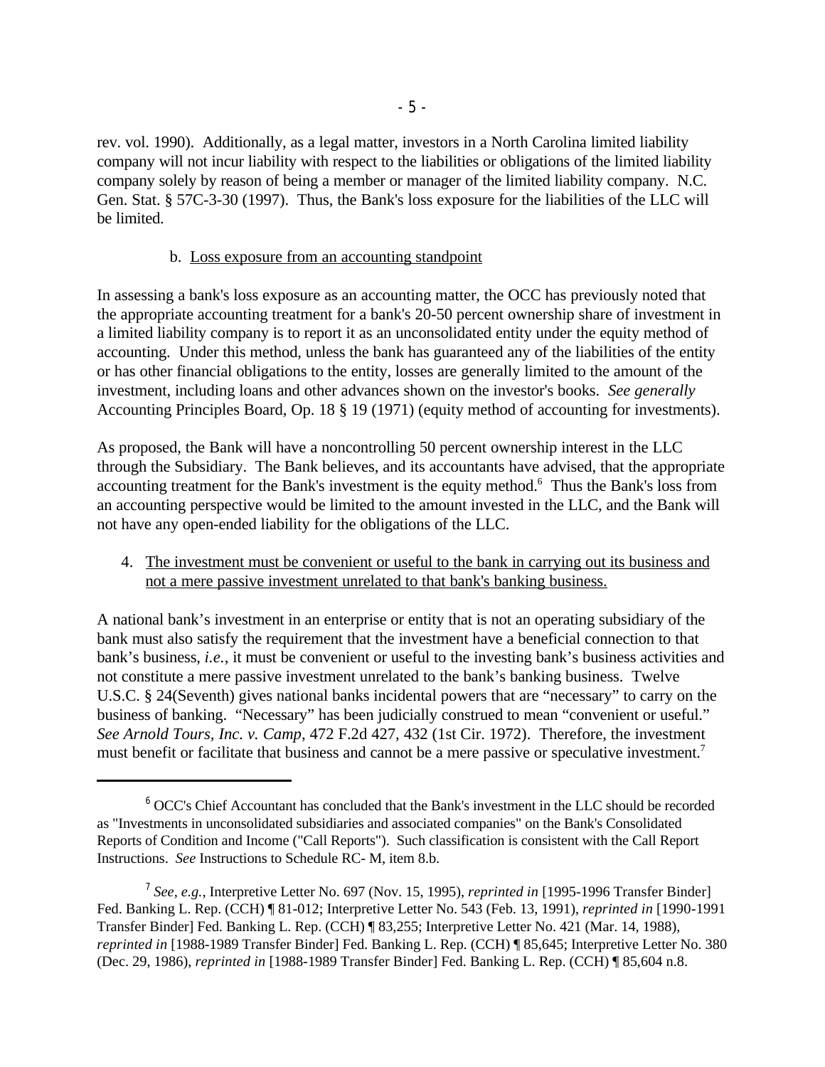rev. vol. 1990). Additionally, as a legal matter, investors in a North Carolina limited liability company will not incur liability with respect to the liabilities or obligations of the limited liability company solely by reason of being a member or manager of the limited liability company. N.C. Gen. Stat. § 57C-3-30 (1997). Thus, the Bank's loss exposure for the liabilities of the LLC will be limited.

b. <u>Loss exposure from an accounting standpoint</u>

In assessing a bank's loss exposure as an accounting matter, the OCC has previously noted that the appropriate accounting treatment for a bank's 20-50 percent ownership share of investment in a limited liability company is to report it as an unconsolidated entity under the equity method of accounting. Under this method, unless the bank has guaranteed any of the liabilities of the entity or has other financial obligations to the entity, losses are generally limited to the amount of the investment, including loans and other advances shown on the investor's books. *See generally* Accounting Principles Board, Op. 18 § 19 (1971) (equity method of accounting for investments).

As proposed, the Bank will have a noncontrolling 50 percent ownership interest in the LLC through the Subsidiary. The Bank believes, and its accountants have advised, that the appropriate accounting treatment for the Bank's investment is the equity method.[6] Thus the Bank's loss from an accounting perspective would be limited to the amount invested in the LLC, and the Bank will not have any open-ended liability for the obligations of the LLC.

4. <u>The investment must be convenient or useful to the bank in carrying out its business and not a mere passive investment unrelated to that bank's banking business.</u>

A national bank's investment in an enterprise or entity that is not an operating subsidiary of the bank must also satisfy the requirement that the investment have a beneficial connection to that bank's business, *i.e.*, it must be convenient or useful to the investing bank's business activities and not constitute a mere passive investment unrelated to the bank's banking business. Twelve U.S.C. § 24(Seventh) gives national banks incidental powers that are "necessary" to carry on the business of banking. "Necessary" has been judicially construed to mean "convenient or useful." *See Arnold Tours, Inc. v. Camp*, 472 F.2d 427, 432 (1st Cir. 1972). Therefore, the investment must benefit or facilitate that business and cannot be a mere passive or speculative investment.[7]

---

[6] OCC's Chief Accountant has concluded that the Bank's investment in the LLC should be recorded as "Investments in unconsolidated subsidiaries and associated companies" on the Bank's Consolidated Reports of Condition and Income ("Call Reports"). Such classification is consistent with the Call Report Instructions. *See* Instructions to Schedule RC- M, item 8.b.

[7] *See, e.g.*, Interpretive Letter No. 697 (Nov. 15, 1995), *reprinted in* [1995-1996 Transfer Binder] Fed. Banking L. Rep. (CCH) ¶ 81-012; Interpretive Letter No. 543 (Feb. 13, 1991), *reprinted in* [1990-1991 Transfer Binder] Fed. Banking L. Rep. (CCH) ¶ 83,255; Interpretive Letter No. 421 (Mar. 14, 1988), *reprinted in* [1988-1989 Transfer Binder] Fed. Banking L. Rep. (CCH) ¶ 85,645; Interpretive Letter No. 380 (Dec. 29, 1986), *reprinted in* [1988-1989 Transfer Binder] Fed. Banking L. Rep. (CCH) ¶ 85,604 n.8.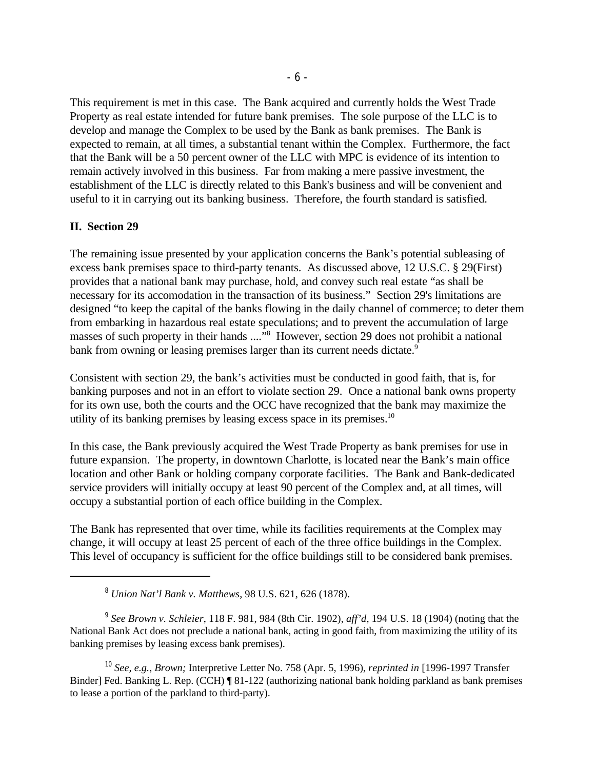This requirement is met in this case. The Bank acquired and currently holds the West Trade Property as real estate intended for future bank premises. The sole purpose of the LLC is to develop and manage the Complex to be used by the Bank as bank premises. The Bank is expected to remain, at all times, a substantial tenant within the Complex. Furthermore, the fact that the Bank will be a 50 percent owner of the LLC with MPC is evidence of its intention to remain actively involved in this business. Far from making a mere passive investment, the establishment of the LLC is directly related to this Bank's business and will be convenient and useful to it in carrying out its banking business. Therefore, the fourth standard is satisfied.

**II. Section 29**

The remaining issue presented by your application concerns the Bank's potential subleasing of excess bank premises space to third-party tenants. As discussed above, 12 U.S.C. § 29(First) provides that a national bank may purchase, hold, and convey such real estate "as shall be necessary for its accomodation in the transaction of its business." Section 29's limitations are designed "to keep the capital of the banks flowing in the daily channel of commerce; to deter them from embarking in hazardous real estate speculations; and to prevent the accumulation of large masses of such property in their hands ...."[8] However, section 29 does not prohibit a national bank from owning or leasing premises larger than its current needs dictate.[9]

Consistent with section 29, the bank's activities must be conducted in good faith, that is, for banking purposes and not in an effort to violate section 29. Once a national bank owns property for its own use, both the courts and the OCC have recognized that the bank may maximize the utility of its banking premises by leasing excess space in its premises.[10]

In this case, the Bank previously acquired the West Trade Property as bank premises for use in future expansion. The property, in downtown Charlotte, is located near the Bank's main office location and other Bank or holding company corporate facilities. The Bank and Bank-dedicated service providers will initially occupy at least 90 percent of the Complex and, at all times, will occupy a substantial portion of each office building in the Complex.

The Bank has represented that over time, while its facilities requirements at the Complex may change, it will occupy at least 25 percent of each of the three office buildings in the Complex. This level of occupancy is sufficient for the office buildings still to be considered bank premises.

---

[8] *Union Nat'l Bank v. Matthews*, 98 U.S. 621, 626 (1878).

[9] *See Brown v. Schleier*, 118 F. 981, 984 (8th Cir. 1902), *aff'd*, 194 U.S. 18 (1904) (noting that the National Bank Act does not preclude a national bank, acting in good faith, from maximizing the utility of its banking premises by leasing excess bank premises).

[10] *See, e.g., Brown;* Interpretive Letter No. 758 (Apr. 5, 1996), *reprinted in* [1996-1997 Transfer Binder] Fed. Banking L. Rep. (CCH) ¶ 81-122 (authorizing national bank holding parkland as bank premises to lease a portion of the parkland to third-party).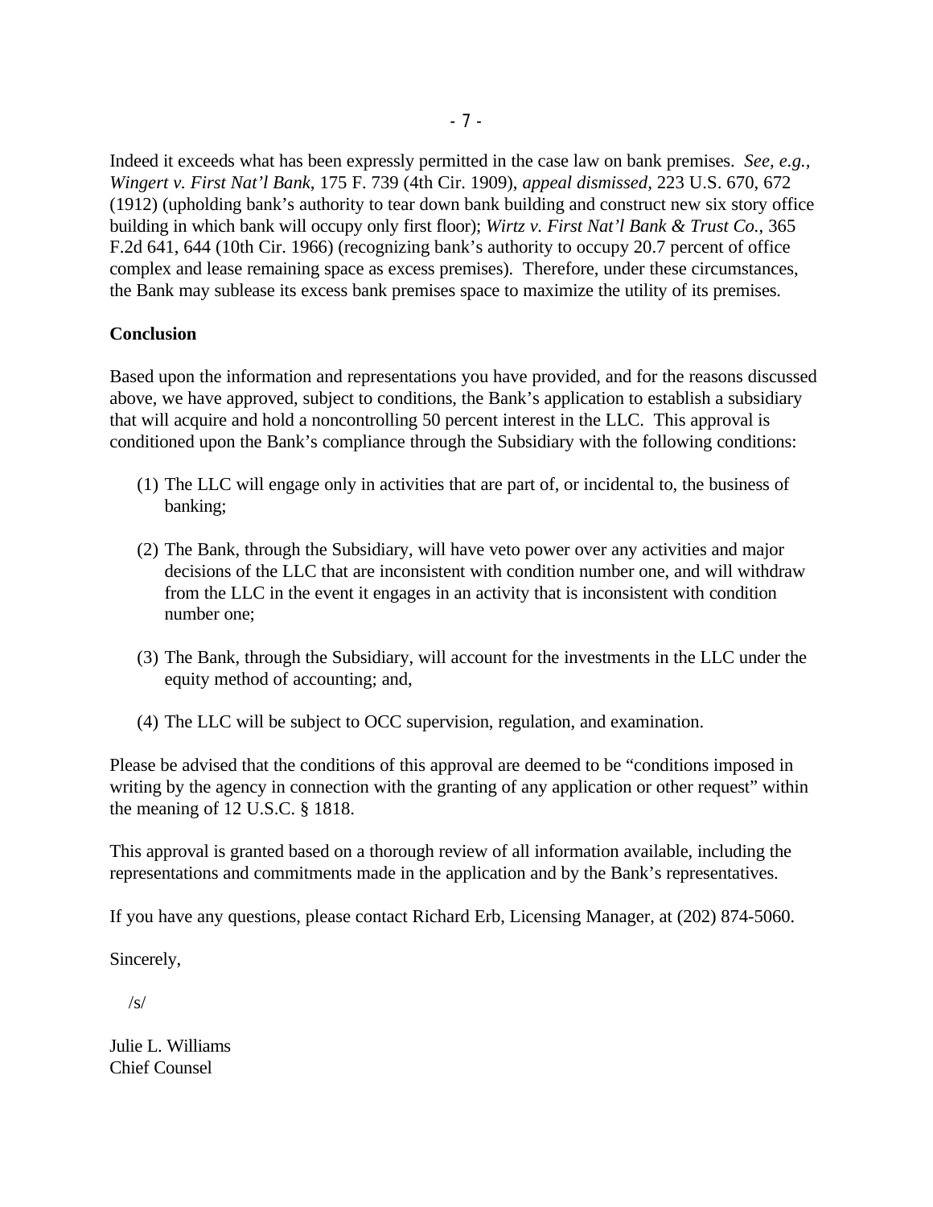Indeed it exceeds what has been expressly permitted in the case law on bank premises. *See, e.g.*, *Wingert v. First Nat'l Bank*, 175 F. 739 (4th Cir. 1909), *appeal dismissed*, 223 U.S. 670, 672 (1912) (upholding bank's authority to tear down bank building and construct new six story office building in which bank will occupy only first floor); *Wirtz v. First Nat'l Bank & Trust Co.*, 365 F.2d 641, 644 (10th Cir. 1966) (recognizing bank's authority to occupy 20.7 percent of office complex and lease remaining space as excess premises). Therefore, under these circumstances, the Bank may sublease its excess bank premises space to maximize the utility of its premises.

**Conclusion**

Based upon the information and representations you have provided, and for the reasons discussed above, we have approved, subject to conditions, the Bank's application to establish a subsidiary that will acquire and hold a noncontrolling 50 percent interest in the LLC. This approval is conditioned upon the Bank's compliance through the Subsidiary with the following conditions:

(1) The LLC will engage only in activities that are part of, or incidental to, the business of banking;

(2) The Bank, through the Subsidiary, will have veto power over any activities and major decisions of the LLC that are inconsistent with condition number one, and will withdraw from the LLC in the event it engages in an activity that is inconsistent with condition number one;

(3) The Bank, through the Subsidiary, will account for the investments in the LLC under the equity method of accounting; and,

(4) The LLC will be subject to OCC supervision, regulation, and examination.

Please be advised that the conditions of this approval are deemed to be "conditions imposed in writing by the agency in connection with the granting of any application or other request" within the meaning of 12 U.S.C. § 1818.

This approval is granted based on a thorough review of all information available, including the representations and commitments made in the application and by the Bank's representatives.

If you have any questions, please contact Richard Erb, Licensing Manager, at (202) 874-5060.

Sincerely,

/s/

Julie L. Williams
Chief Counsel